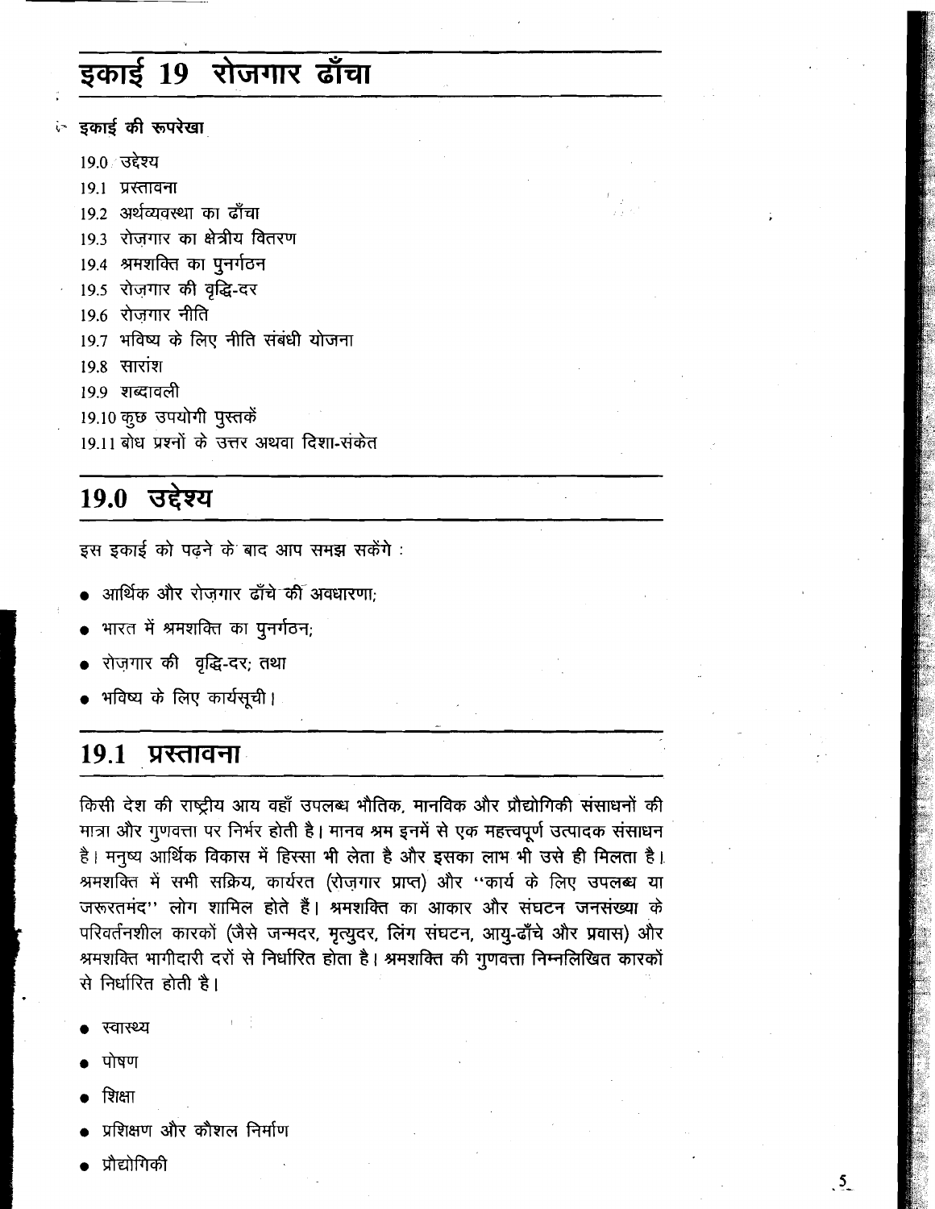# इकाई 19 रोजगार ढाँचा

**इकाई की रूपरेखा**

19.0 उद्देश्य
19.1 प्रस्तावना
19.2 अर्थव्यवस्था का ढाँचा
19.3 रोज़गार का क्षेत्रीय वितरण
19.4 श्रमशक्ति का पुनर्गठन
19.5 रोज़गार की वृद्धि-दर
19.6 रोज़गार नीति
19.7 भविष्य के लिए नीति संबंधी योजना
19.8 सारांश
19.9 शब्दावली
19.10 कुछ उपयोगी पुस्तकें
19.11 बोध प्रश्नों के उत्तर अथवा दिशा-संकेत

## 19.0 उद्देश्य

इस इकाई को पढ़ने के बाद आप समझ सकेंगे :

- आर्थिक और रोज़गार ढाँचे की अवधारणा;
- भारत में श्रमशक्ति का पुनर्गठन;
- रोज़गार की वृद्धि-दर; तथा
- भविष्य के लिए कार्यसूची।

## 19.1 प्रस्तावना

किसी देश की राष्ट्रीय आय वहाँ उपलब्ध भौतिक, मानविक और प्रौद्योगिकी संसाधनों की मात्रा और गुणवत्ता पर निर्भर होती है। मानव श्रम इनमें से एक महत्त्वपूर्ण उत्पादक संसाधन है। मनुष्य आर्थिक विकास में हिस्सा भी लेता है और इसका लाभ भी उसे ही मिलता है। श्रमशक्ति में सभी सक्रिय, कार्यरत (रोज़गार प्राप्त) और "कार्य के लिए उपलब्ध या जरूरतमंद" लोग शामिल होते हैं। श्रमशक्ति का आकार और संघटन जनसंख्या के परिवर्तनशील कारकों (जैसे जन्मदर, मृत्युदर, लिंग संघटन, आयु-ढाँचे और प्रवास) और श्रमशक्ति भागीदारी दरों से निर्धारित होता है। श्रमशक्ति की गुणवत्ता निम्नलिखित कारकों से निर्धारित होती है।

- स्वास्थ्य
- पोषण
- शिक्षा
- प्रशिक्षण और कौशल निर्माण
- प्रौद्योगिकी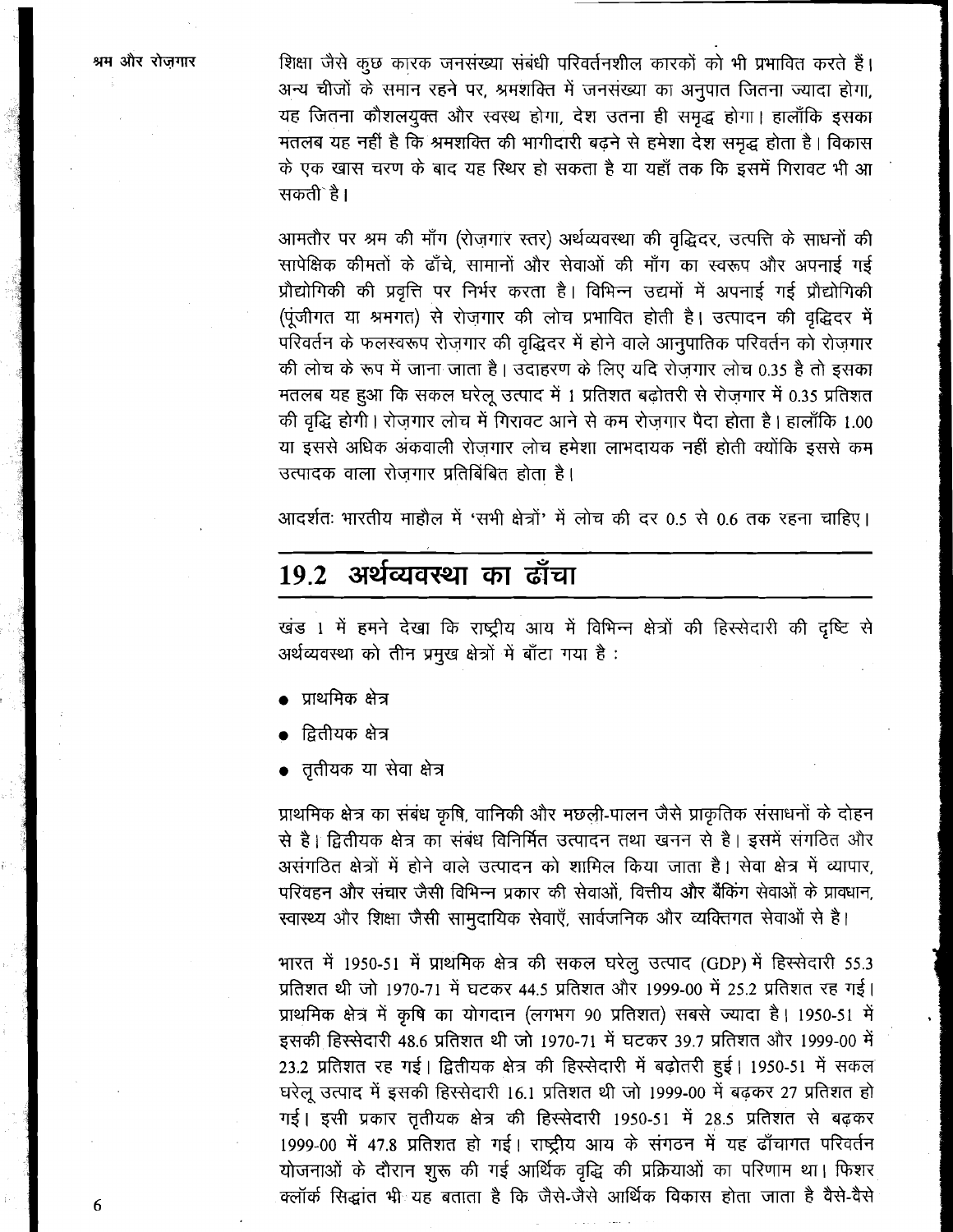शिक्षा जैसे कुछ कारक जनसंख्या संबंधी परिवर्तनशील कारकों को भी प्रभावित करते हैं। अन्य चीजों के समान रहने पर, श्रमशक्ति में जनसंख्या का अनुपात जितना ज्यादा होगा, यह जितना कौशलयुक्त और स्वस्थ होगा, देश उतना ही समृद्ध होगा। हालाँकि इसका मतलब यह नहीं है कि श्रमशक्ति की भागीदारी बढ़ने से हमेशा देश समृद्ध होता है। विकास के एक खास चरण के बाद यह स्थिर हो सकता है या यहाँ तक कि इसमें गिरावट भी आ सकती है।

आमतौर पर श्रम की माँग (रोज़गार स्तर) अर्थव्यवस्था की वृद्धिदर, उत्पत्ति के साधनों की सापेक्षिक कीमतों के ढाँचे, सामानों और सेवाओं की माँग का स्वरूप और अपनाई गई प्रौद्योगिकी की प्रवृत्ति पर निर्भर करता है। विभिन्न उद्यमों में अपनाई गई प्रौद्योगिकी (पूंजीगत या श्रमगत) से रोज़गार की लोच प्रभावित होती है। उत्पादन की वृद्धिदर में परिवर्तन के फलस्वरूप रोज़गार की वृद्धिदर में होने वाले आनुपातिक परिवर्तन को रोज़गार की लोच के रूप में जाना जाता है। उदाहरण के लिए यदि रोज़गार लोच 0.35 है तो इसका मतलब यह हुआ कि सकल घरेलू उत्पाद में 1 प्रतिशत बढ़ोतरी से रोज़गार में 0.35 प्रतिशत की वृद्धि होगी। रोज़गार लोच में गिरावट आने से कम रोज़गार पैदा होता है। हालाँकि 1.00 या इससे अधिक अंकवाली रोज़गार लोच हमेशा लाभदायक नहीं होती क्योंकि इससे कम उत्पादक वाला रोज़गार प्रतिबिंबित होता है।

आदर्शतः भारतीय माहौल में 'सभी क्षेत्रों' में लोच की दर 0.5 से 0.6 तक रहना चाहिए।

## 19.2 अर्थव्यवस्था का ढाँचा

खंड 1 में हमने देखा कि राष्ट्रीय आय में विभिन्न क्षेत्रों की हिस्सेदारी की दृष्टि से अर्थव्यवस्था को तीन प्रमुख क्षेत्रों में बाँटा गया है :

- प्राथमिक क्षेत्र
- द्वितीयक क्षेत्र
- तृतीयक या सेवा क्षेत्र

प्राथमिक क्षेत्र का संबंध कृषि, वानिकी और मछली-पालन जैसे प्राकृतिक संसाधनों के दोहन से है। द्वितीयक क्षेत्र का संबंध विनिर्मित उत्पादन तथा खनन से है। इसमें संगठित और असंगठित क्षेत्रों में होने वाले उत्पादन को शामिल किया जाता है। सेवा क्षेत्र में व्यापार, परिवहन और संचार जैसी विभिन्न प्रकार की सेवाओं, वित्तीय और बैंकिंग सेवाओं के प्रावधान, स्वास्थ्य और शिक्षा जैसी सामुदायिक सेवाएँ, सार्वजनिक और व्यक्तिगत सेवाओं से है।

भारत में 1950-51 में प्राथमिक क्षेत्र की सकल घरेलू उत्पाद (GDP) में हिस्सेदारी 55.3 प्रतिशत थी जो 1970-71 में घटकर 44.5 प्रतिशत और 1999-00 में 25.2 प्रतिशत रह गई। प्राथमिक क्षेत्र में कृषि का योगदान (लगभग 90 प्रतिशत) सबसे ज्यादा है। 1950-51 में इसकी हिस्सेदारी 48.6 प्रतिशत थी जो 1970-71 में घटकर 39.7 प्रतिशत और 1999-00 में 23.2 प्रतिशत रह गई। द्वितीयक क्षेत्र की हिस्सेदारी में बढ़ोतरी हुई। 1950-51 में सकल घरेलू उत्पाद में इसकी हिस्सेदारी 16.1 प्रतिशत थी जो 1999-00 में बढ़कर 27 प्रतिशत हो गई। इसी प्रकार तृतीयक क्षेत्र की हिस्सेदारी 1950-51 में 28.5 प्रतिशत से बढ़कर 1999-00 में 47.8 प्रतिशत हो गई। राष्ट्रीय आय के संगठन में यह ढाँचागत परिवर्तन योजनाओं के दौरान शुरू की गई आर्थिक वृद्धि की प्रक्रियाओं का परिणाम था। फिशर क्लॉर्क सिद्धांत भी यह बताता है कि जैसे-जैसे आर्थिक विकास होता जाता है वैसे-वैसे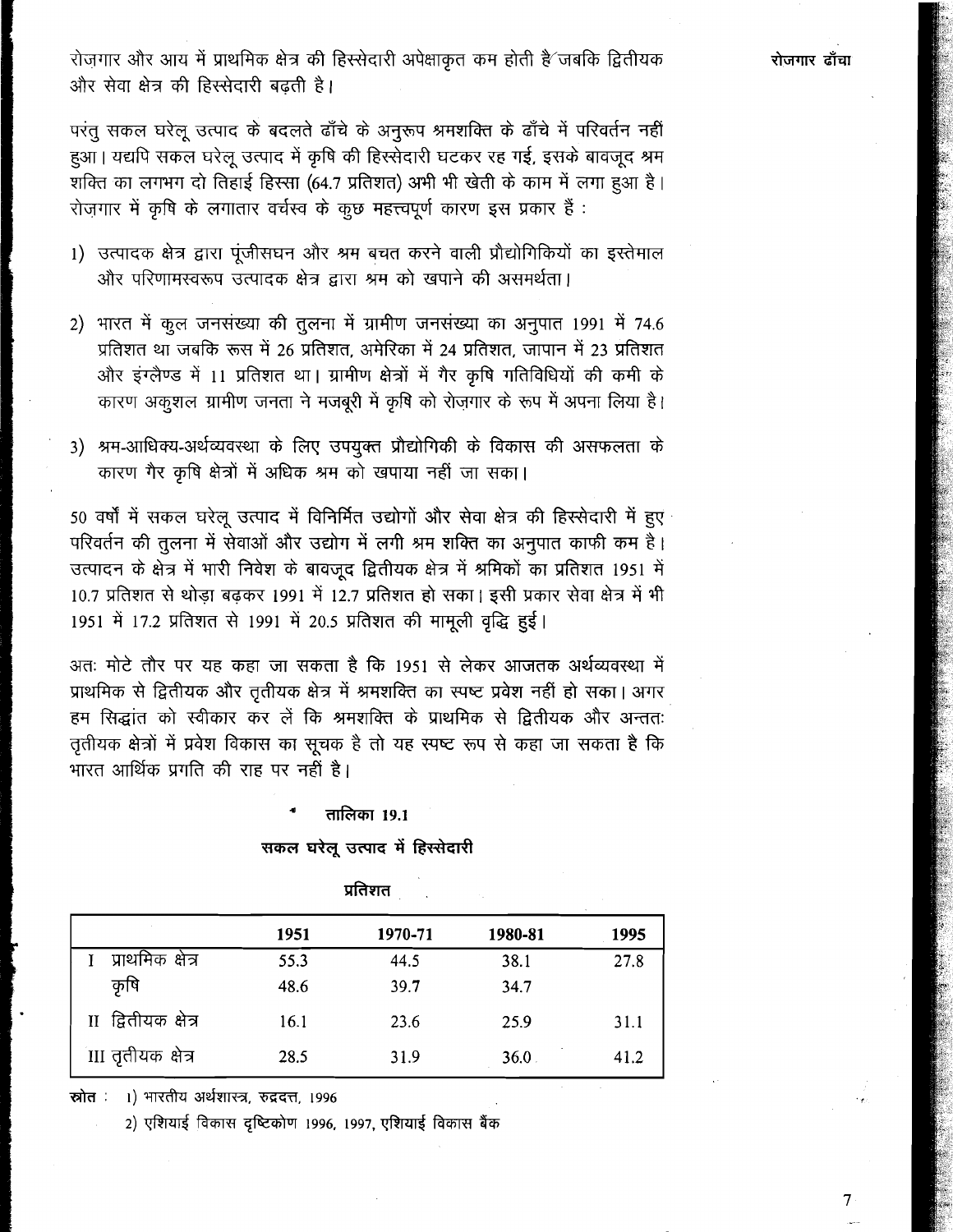रोज़गार और आय में प्राथमिक क्षेत्र की हिस्सेदारी अपेक्षाकृत कम होती है जबकि द्वितीयक और सेवा क्षेत्र की हिस्सेदारी बढ़ती है।

परंतु सकल घरेलू उत्पाद के बदलते ढाँचे के अनुरूप श्रमशक्ति के ढाँचे में परिवर्तन नहीं हुआ। यद्यपि सकल घरेलू उत्पाद में कृषि की हिस्सेदारी घटकर रह गई, इसके बावजूद श्रम शक्ति का लगभग दो तिहाई हिस्सा (64.7 प्रतिशत) अभी भी खेती के काम में लगा हुआ है। रोज़गार में कृषि के लगातार वर्चस्व के कुछ महत्त्वपूर्ण कारण इस प्रकार हैं :

1) उत्पादक क्षेत्र द्वारा पूंजीसघन और श्रम बचत करने वाली प्रौद्योगिकियों का इस्तेमाल और परिणामस्वरूप उत्पादक क्षेत्र द्वारा श्रम को खपाने की असमर्थता।

2) भारत में कुल जनसंख्या की तुलना में ग्रामीण जनसंख्या का अनुपात 1991 में 74.6 प्रतिशत था जबकि रूस में 26 प्रतिशत, अमेरिका में 24 प्रतिशत, जापान में 23 प्रतिशत और इंग्लैण्ड में 11 प्रतिशत था। ग्रामीण क्षेत्रों में गैर कृषि गतिविधियों की कमी के कारण अकुशल ग्रामीण जनता ने मजबूरी में कृषि को रोज़गार के रूप में अपना लिया है।

3) श्रम-आधिक्य-अर्थव्यवस्था के लिए उपयुक्त प्रौद्योगिकी के विकास की असफलता के कारण गैर कृषि क्षेत्रों में अधिक श्रम को खपाया नहीं जा सका।

50 वर्षों में सकल घरेलू उत्पाद में विनिर्मित उद्योगों और सेवा क्षेत्र की हिस्सेदारी में हुए परिवर्तन की तुलना में सेवाओं और उद्योग में लगी श्रम शक्ति का अनुपात काफी कम है। उत्पादन के क्षेत्र में भारी निवेश के बावजूद द्वितीयक क्षेत्र में श्रमिकों का प्रतिशत 1951 में 10.7 प्रतिशत से थोड़ा बढ़कर 1991 में 12.7 प्रतिशत हो सका। इसी प्रकार सेवा क्षेत्र में भी 1951 में 17.2 प्रतिशत से 1991 में 20.5 प्रतिशत की मामूली वृद्धि हुई।

अतः मोटे तौर पर यह कहा जा सकता है कि 1951 से लेकर आजतक अर्थव्यवस्था में प्राथमिक से द्वितीयक और तृतीयक क्षेत्र में श्रमशक्ति का स्पष्ट प्रवेश नहीं हो सका। अगर हम सिद्धांत को स्वीकार कर लें कि श्रमशक्ति के प्राथमिक से द्वितीयक और अन्ततः तृतीयक क्षेत्रों में प्रवेश विकास का सूचक है तो यह स्पष्ट रूप से कहा जा सकता है कि भारत आर्थिक प्रगति की राह पर नहीं है।

**तालिका 19.1**

**सकल घरेलू उत्पाद में हिस्सेदारी**

प्रतिशत

| | 1951 | 1970-71 | 1980-81 | 1995 |
|---|---|---|---|---|
| I प्राथमिक क्षेत्र | 55.3 | 44.5 | 38.1 | 27.8 |
| कृषि | 48.6 | 39.7 | 34.7 | |
| II द्वितीयक क्षेत्र | 16.1 | 23.6 | 25.9 | 31.1 |
| III तृतीयक क्षेत्र | 28.5 | 31.9 | 36.0 | 41.2 |

**स्रोत** : 1) भारतीय अर्थशास्त्र, रुद्रदत्त, 1996

2) एशियाई विकास दृष्टिकोण 1996, 1997, एशियाई विकास बैंक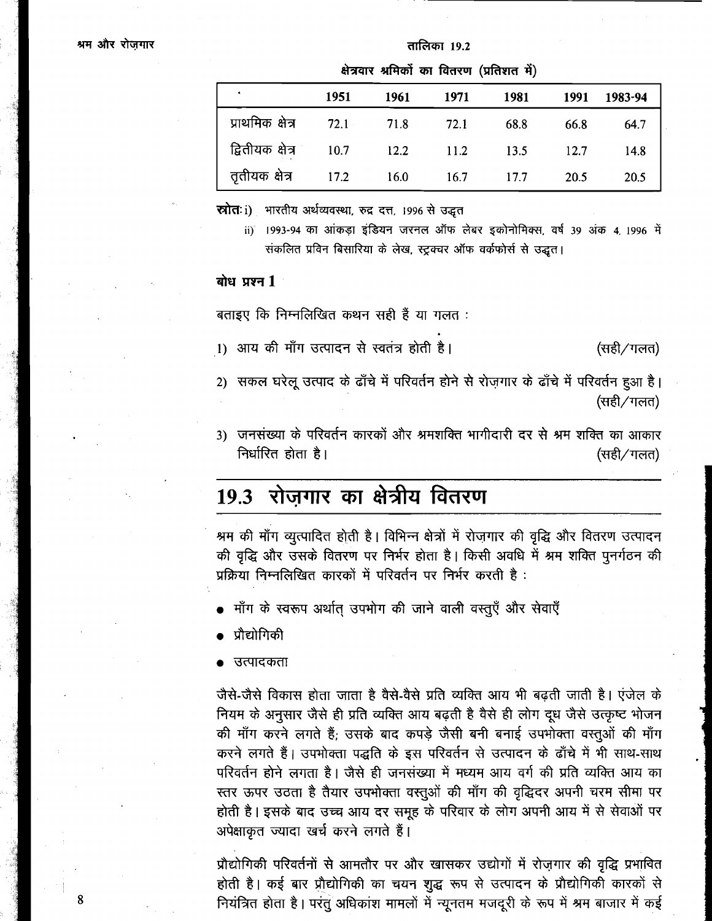तालिका 19.2

क्षेत्रवार श्रमिकों का वितरण (प्रतिशत में)

| | 1951 | 1961 | 1971 | 1981 | 1991 | 1983-94 |
|---|---|---|---|---|---|---|
| प्राथमिक क्षेत्र | 72.1 | 71.8 | 72.1 | 68.8 | 66.8 | 64.7 |
| द्वितीयक क्षेत्र | 10.7 | 12.2 | 11.2 | 13.5 | 12.7 | 14.8 |
| तृतीयक क्षेत्र | 17.2 | 16.0 | 16.7 | 17.7 | 20.5 | 20.5 |

**स्रोत:** i) भारतीय अर्थव्यवस्था, रुद्र दत्त, 1996 से उद्धृत

ii) 1993-94 का आंकड़ा इंडियन जरनल ऑफ लेबर इकोनोमिक्स, वर्ष 39 अंक 4, 1996 में संकलित प्रविन बिसारिया के लेख, स्ट्रक्चर ऑफ वर्कफोर्स से उद्धृत।

**बोध प्रश्न 1**

बताइए कि निम्नलिखित कथन सही हैं या गलत :

1) आय की माँग उत्पादन से स्वतंत्र होती है। (सही/गलत)

2) सकल घरेलू उत्पाद के ढाँचे में परिवर्तन होने से रोज़गार के ढाँचे में परिवर्तन हुआ है। (सही/गलत)

3) जनसंख्या के परिवर्तन कारकों और श्रमशक्ति भागीदारी दर से श्रम शक्ति का आकार निर्धारित होता है। (सही/गलत)

## 19.3 रोज़गार का क्षेत्रीय वितरण

श्रम की माँग व्युत्पादित होती है। विभिन्न क्षेत्रों में रोज़गार की वृद्धि और वितरण उत्पादन की वृद्धि और उसके वितरण पर निर्भर होता है। किसी अवधि में श्रम शक्ति पुनर्गठन की प्रक्रिया निम्नलिखित कारकों में परिवर्तन पर निर्भर करती है :

- माँग के स्वरूप अर्थात् उपभोग की जाने वाली वस्तुएँ और सेवाएँ
- प्रौद्योगिकी
- उत्पादकता

जैसे-जैसे विकास होता जाता है वैसे-वैसे प्रति व्यक्ति आय भी बढ़ती जाती है। एंजेल के नियम के अनुसार जैसे ही प्रति व्यक्ति आय बढ़ती है वैसे ही लोग दूध जैसे उत्कृष्ट भोजन की माँग करने लगते हैं; उसके बाद कपड़े जैसी बनी बनाई उपभोक्ता वस्तुओं की माँग करने लगते हैं। उपभोक्ता पद्धति के इस परिवर्तन से उत्पादन के ढाँचे में भी साथ-साथ परिवर्तन होने लगता है। जैसे ही जनसंख्या में मध्यम आय वर्ग की प्रति व्यक्ति आय का स्तर ऊपर उठता है तैयार उपभोक्ता वस्तुओं की माँग की वृद्धिदर अपनी चरम सीमा पर होती है। इसके बाद उच्च आय दर समूह के परिवार के लोग अपनी आय में से सेवाओं पर अपेक्षाकृत ज्यादा खर्च करने लगते हैं।

प्रौद्योगिकी परिवर्तनों से आमतौर पर और खासकर उद्योगों में रोज़गार की वृद्धि प्रभावित होती है। कई बार प्रौद्योगिकी का चयन शुद्ध रूप से उत्पादन के प्रौद्योगिकी कारकों से नियंत्रित होता है। परंतु अधिकांश मामलों में न्यूनतम मजदूरी के रूप में श्रम बाजार में कई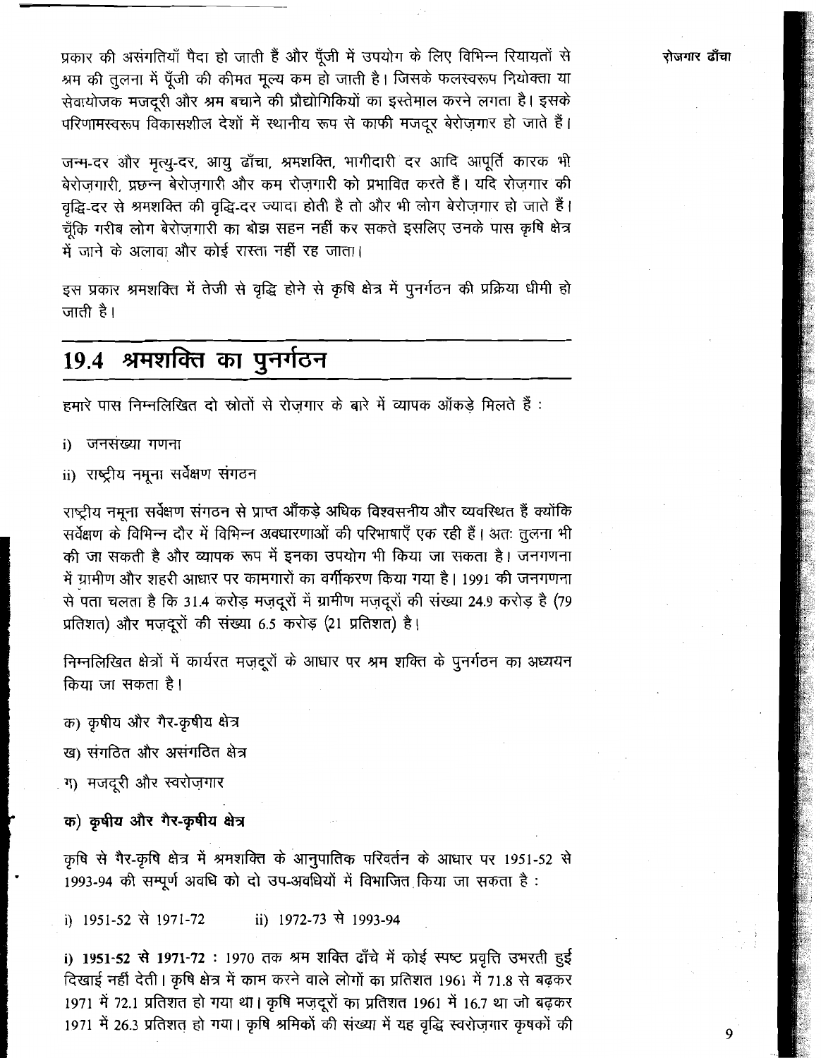प्रकार की असंगतियाँ पैदा हो जाती हैं और पूँजी में उपयोग के लिए विभिन्न रियायतों से श्रम की तुलना में पूँजी की कीमत मूल्य कम हो जाती है। जिसके फलस्वरूप नियोक्ता या सेवायोजक मजदूरी और श्रम बचाने की प्रौद्योगिकियों का इस्तेमाल करने लगता है। इसके परिणामस्वरूप विकासशील देशों में स्थानीय रूप से काफी मजदूर बेरोज़गार हो जाते हैं।

जन्म-दर और मृत्यु-दर, आयु ढाँचा, श्रमशक्ति, भागीदारी दर आदि आपूर्ति कारक भी बेरोज़गारी, प्रछन्न बेरोज़गारी और कम रोज़गारी को प्रभावित करते हैं। यदि रोज़गार की वृद्धि-दर से श्रमशक्ति की वृद्धि-दर ज्यादा होती है तो और भी लोग बेरोज़गार हो जाते हैं। चूँकि गरीब लोग बेरोज़गारी का बोझ सहन नहीं कर सकते इसलिए उनके पास कृषि क्षेत्र में जाने के अलावा और कोई रास्ता नहीं रह जाता।

इस प्रकार श्रमशक्ति में तेजी से वृद्धि होने से कृषि क्षेत्र में पुनर्गठन की प्रक्रिया धीमी हो जाती है।

## 19.4 श्रमशक्ति का पुनर्गठन

हमारे पास निम्नलिखित दो स्रोतों से रोज़गार के बारे में व्यापक आँकड़े मिलते हैं :

i) जनसंख्या गणना

ii) राष्ट्रीय नमूना सर्वेक्षण संगठन

राष्ट्रीय नमूना सर्वेक्षण संगठन से प्राप्त आँकड़े अधिक विश्वसनीय और व्यवस्थित हैं क्योंकि सर्वेक्षण के विभिन्न दौर में विभिन्न अवधारणाओं की परिभाषाएँ एक रही हैं। अतः तुलना भी की जा सकती है और व्यापक रूप में इनका उपयोग भी किया जा सकता है। जनगणना में ग्रामीण और शहरी आधार पर कामगारों का वर्गीकरण किया गया है। 1991 की जनगणना से पता चलता है कि 31.4 करोड़ मज़दूरों में ग्रामीण मज़दूरों की संख्या 24.9 करोड़ है (79 प्रतिशत) और मज़दूरों की संख्या 6.5 करोड़ (21 प्रतिशत) है।

निम्नलिखित क्षेत्रों में कार्यरत मज़दूरों के आधार पर श्रम शक्ति के पुनर्गठन का अध्ययन किया जा सकता है।

क) कृषीय और गैर-कृषीय क्षेत्र

ख) संगठित और असंगठित क्षेत्र

ग) मजदूरी और स्वरोज़गार

**क) कृषीय और गैर-कृषीय क्षेत्र**

कृषि से गैर-कृषि क्षेत्र में श्रमशक्ति के आनुपातिक परिवर्तन के आधार पर 1951-52 से 1993-94 की सम्पूर्ण अवधि को दो उप-अवधियों में विभाजित किया जा सकता है :

i) 1951-52 से 1971-72 ii) 1972-73 से 1993-94

**i) 1951-52 से 1971-72 :** 1970 तक श्रम शक्ति ढाँचे में कोई स्पष्ट प्रवृत्ति उभरती हुई दिखाई नहीं देती। कृषि क्षेत्र में काम करने वाले लोगों का प्रतिशत 1961 में 71.8 से बढ़कर 1971 में 72.1 प्रतिशत हो गया था। कृषि मज़दूरों का प्रतिशत 1961 में 16.7 था जो बढ़कर 1971 में 26.3 प्रतिशत हो गया। कृषि श्रमिकों की संख्या में यह वृद्धि स्वरोज़गार कृषकों की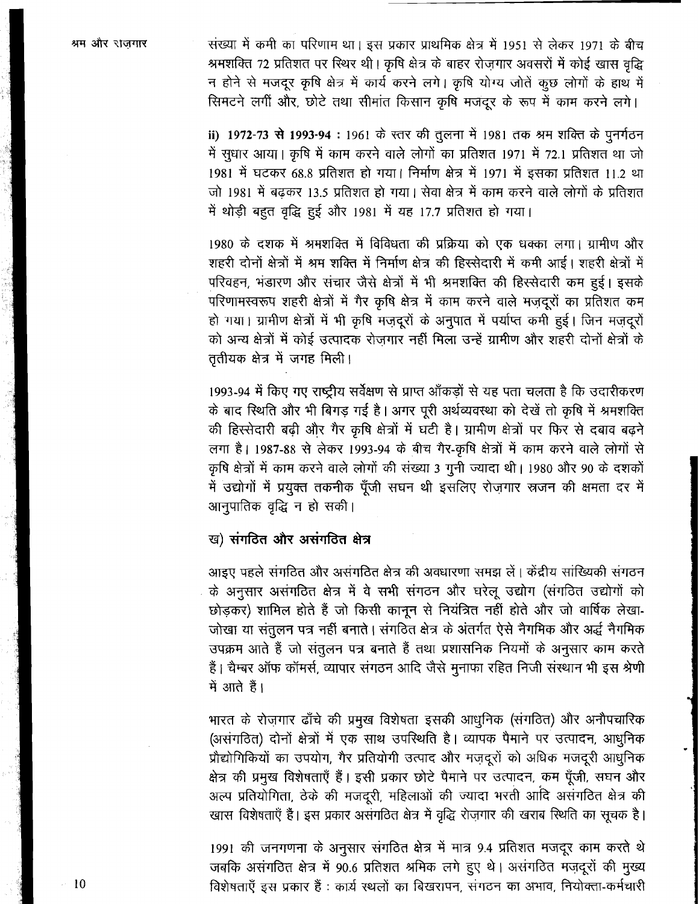संख्या में कमी का परिणाम था। इस प्रकार प्राथमिक क्षेत्र में 1951 से लेकर 1971 के बीच श्रमशक्ति 72 प्रतिशत पर स्थिर थी। कृषि क्षेत्र के बाहर रोज़गार अवसरों में कोई खास वृद्धि न होने से मजदूर कृषि क्षेत्र में कार्य करने लगे। कृषि योग्य जोतें कुछ लोगों के हाथ में सिमटने लगीं और, छोटे तथा सीमांत किसान कृषि मजदूर के रूप में काम करने लगे।

ii) **1972-73 से 1993-94 :** 1961 के स्तर की तुलना में 1981 तक श्रम शक्ति के पुनर्गठन में सुधार आया। कृषि में काम करने वाले लोगों का प्रतिशत 1971 में 72.1 प्रतिशत था जो 1981 में घटकर 68.8 प्रतिशत हो गया। निर्माण क्षेत्र में 1971 में इसका प्रतिशत 11.2 था जो 1981 में बढ़कर 13.5 प्रतिशत हो गया। सेवा क्षेत्र में काम करने वाले लोगों के प्रतिशत में थोड़ी बहुत वृद्धि हुई और 1981 में यह 17.7 प्रतिशत हो गया।

1980 के दशक में श्रमशक्ति में विविधता की प्रक्रिया को एक धक्का लगा। ग्रामीण और शहरी दोनों क्षेत्रों में श्रम शक्ति में निर्माण क्षेत्र की हिस्सेदारी में कमी आई। शहरी क्षेत्रों में परिवहन, भंडारण और संचार जैसे क्षेत्रों में भी श्रमशक्ति की हिस्सेदारी कम हुई। इसके परिणामस्वरूप शहरी क्षेत्रों में गैर कृषि क्षेत्र में काम करने वाले मज़दूरों का प्रतिशत कम हो गया। ग्रामीण क्षेत्रों में भी कृषि मज़दूरों के अनुपात में पर्याप्त कमी हुई। जिन मज़दूरों को अन्य क्षेत्रों में कोई उत्पादक रोज़गार नहीं मिला उन्हें ग्रामीण और शहरी दोनों क्षेत्रों के तृतीयक क्षेत्र में जगह मिली।

1993-94 में किए गए राष्ट्रीय सर्वेक्षण से प्राप्त आँकड़ों से यह पता चलता है कि उदारीकरण के बाद स्थिति और भी बिगड़ गई है। अगर पूरी अर्थव्यवस्था को देखें तो कृषि में श्रमशक्ति की हिस्सेदारी बढ़ी और गैर कृषि क्षेत्रों में घटी है। ग्रामीण क्षेत्रों पर फिर से दबाव बढ़ने लगा है। 1987-88 से लेकर 1993-94 के बीच गैर-कृषि क्षेत्रों में काम करने वाले लोगों से कृषि क्षेत्रों में काम करने वाले लोगों की संख्या 3 गुनी ज्यादा थी। 1980 और 90 के दशकों में उद्योगों में प्रयुक्त तकनीक पूँजी सघन थी इसलिए रोज़गार सृजन की क्षमता दर में आनुपातिक वृद्धि न हो सकी।

### ख) संगठित और असंगठित क्षेत्र

आइए पहले संगठित और असंगठित क्षेत्र की अवधारणा समझ लें। केंद्रीय सांख्यिकी संगठन के अनुसार असंगठित क्षेत्र में वे सभी संगठन और घरेलू उद्योग (संगठित उद्योगों को छोड़कर) शामिल होते हैं जो किसी कानून से नियंत्रित नहीं होते और जो वार्षिक लेखा-जोखा या संतुलन पत्र नहीं बनाते। संगठित क्षेत्र के अंतर्गत ऐसे नैगमिक और अर्द्ध नैगमिक उपक्रम आते हैं जो संतुलन पत्र बनाते हैं तथा प्रशासनिक नियमों के अनुसार काम करते हैं। चैम्बर ऑफ कॉमर्स, व्यापार संगठन आदि जैसे मुनाफा रहित निजी संस्थान भी इस श्रेणी में आते हैं।

भारत के रोज़गार ढाँचे की प्रमुख विशेषता इसकी आधुनिक (संगठित) और अनौपचारिक (असंगठित) दोनों क्षेत्रों में एक साथ उपस्थिति है। व्यापक पैमाने पर उत्पादन, आधुनिक प्रौद्योगिकियों का उपयोग, गैर प्रतियोगी उत्पाद और मज़दूरों को अधिक मजदूरी आधुनिक क्षेत्र की प्रमुख विशेषताएँ हैं। इसी प्रकार छोटे पैमाने पर उत्पादन, कम पूँजी, सघन और अल्प प्रतियोगिता, ठेके की मजदूरी, महिलाओं की ज्यादा भरती आदि असंगठित क्षेत्र की खास विशेषताएँ हैं। इस प्रकार असंगठित क्षेत्र में वृद्धि रोज़गार की खराब स्थिति का सूचक है।

1991 की जनगणना के अनुसार संगठित क्षेत्र में मात्र 9.4 प्रतिशत मजदूर काम करते थे जबकि असंगठित क्षेत्र में 90.6 प्रतिशत श्रमिक लगे हुए थे। असंगठित मज़दूरों की मुख्य विशेषताएँ इस प्रकार हैं : कार्य स्थलों का बिखरापन, संगठन का अभाव, नियोक्ता-कर्मचारी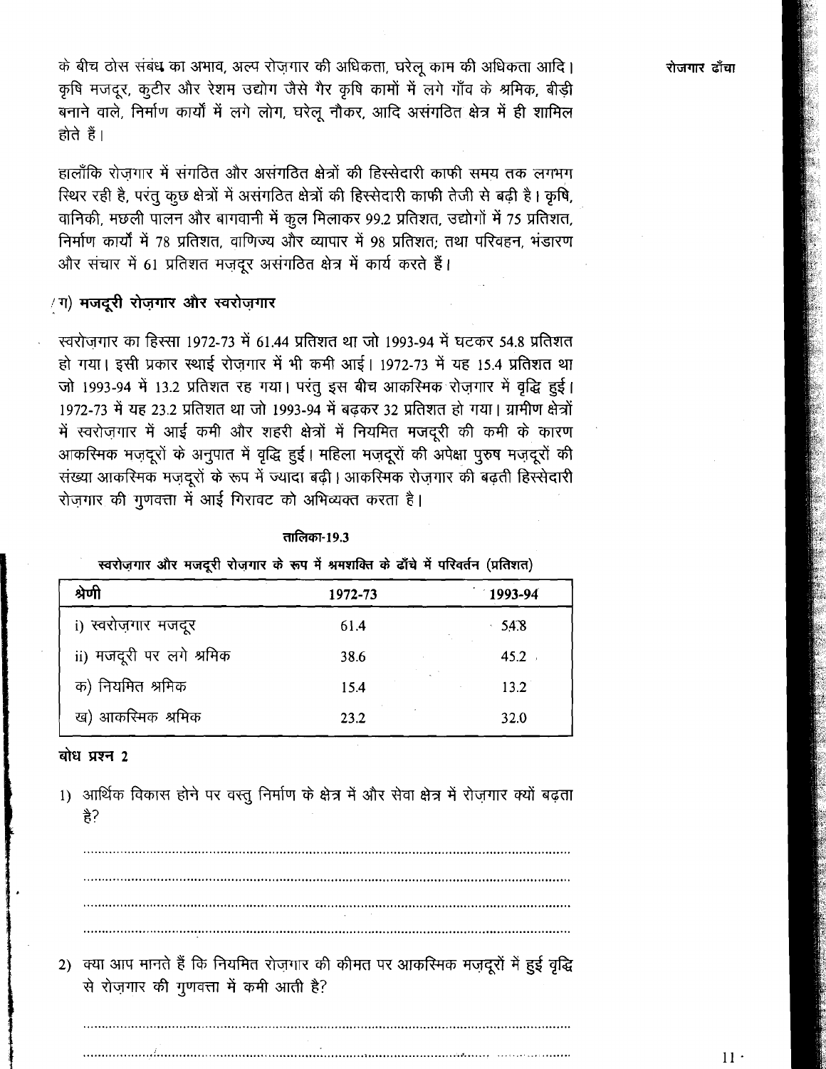के बीच ठोस संबंध का अभाव, अल्प रोज़गार की अधिकता, घरेलू काम की अधिकता आदि। कृषि मजदूर, कुटीर और रेशम उद्योग जैसे गैर कृषि कामों में लगे गाँव के श्रमिक, बीड़ी बनाने वाले, निर्माण कार्यों में लगे लोग, घरेलू नौकर, आदि असंगठित क्षेत्र में ही शामिल होते हैं।

हालाँकि रोज़गार में संगठित और असंगठित क्षेत्रों की हिस्सेदारी काफी समय तक लगभग स्थिर रही है, परंतु कुछ क्षेत्रों में असंगठित क्षेत्रों की हिस्सेदारी काफी तेजी से बढ़ी है। कृषि, वानिकी, मछली पालन और बागवानी में कुल मिलाकर 99.2 प्रतिशत, उद्योगों में 75 प्रतिशत, निर्माण कार्यों में 78 प्रतिशत, वाणिज्य और व्यापार में 98 प्रतिशत; तथा परिवहन, भंडारण और संचार में 61 प्रतिशत मज़दूर असंगठित क्षेत्र में कार्य करते हैं।

### ग) मजदूरी रोज़गार और स्वरोज़गार

स्वरोज़गार का हिस्सा 1972-73 में 61.44 प्रतिशत था जो 1993-94 में घटकर 54.8 प्रतिशत हो गया। इसी प्रकार स्थाई रोज़गार में भी कमी आई। 1972-73 में यह 15.4 प्रतिशत था जो 1993-94 में 13.2 प्रतिशत रह गया। परंतु इस बीच आकस्मिक रोज़गार में वृद्धि हुई। 1972-73 में यह 23.2 प्रतिशत था जो 1993-94 में बढ़कर 32 प्रतिशत हो गया। ग्रामीण क्षेत्रों में स्वरोज़गार में आई कमी और शहरी क्षेत्रों में नियमित मजदूरी की कमी के कारण आकस्मिक मज़दूरों के अनुपात में वृद्धि हुई। महिला मज़दूरों की अपेक्षा पुरुष मज़दूरों की संख्या आकस्मिक मज़दूरों के रूप में ज्यादा बढ़ी। आकस्मिक रोज़गार की बढ़ती हिस्सेदारी रोज़गार की गुणवत्ता में आई गिरावट को अभिव्यक्त करता है।

**तालिका-19.3**

**स्वरोज़गार और मजदूरी रोज़गार के रूप में श्रमशक्ति के ढाँचे में परिवर्तन (प्रतिशत)**

| श्रेणी | 1972-73 | 1993-94 |
|---|---|---|
| i) स्वरोज़गार मजदूर | 61.4 | 54.8 |
| ii) मजदूरी पर लगे श्रमिक | 38.6 | 45.2 |
| क) नियमित श्रमिक | 15.4 | 13.2 |
| ख) आकस्मिक श्रमिक | 23.2 | 32.0 |

**बोध प्रश्न 2**

1) आर्थिक विकास होने पर वस्तु निर्माण के क्षेत्र में और सेवा क्षेत्र में रोज़गार क्यों बढ़ता है?

.......................................................................................................................

.......................................................................................................................

.......................................................................................................................

.......................................................................................................................

2) क्या आप मानते हैं कि नियमित रोज़गार की कीमत पर आकस्मिक मज़दूरों में हुई वृद्धि से रोज़गार की गुणवत्ता में कमी आती है?

.......................................................................................................................

.......................................................................................................................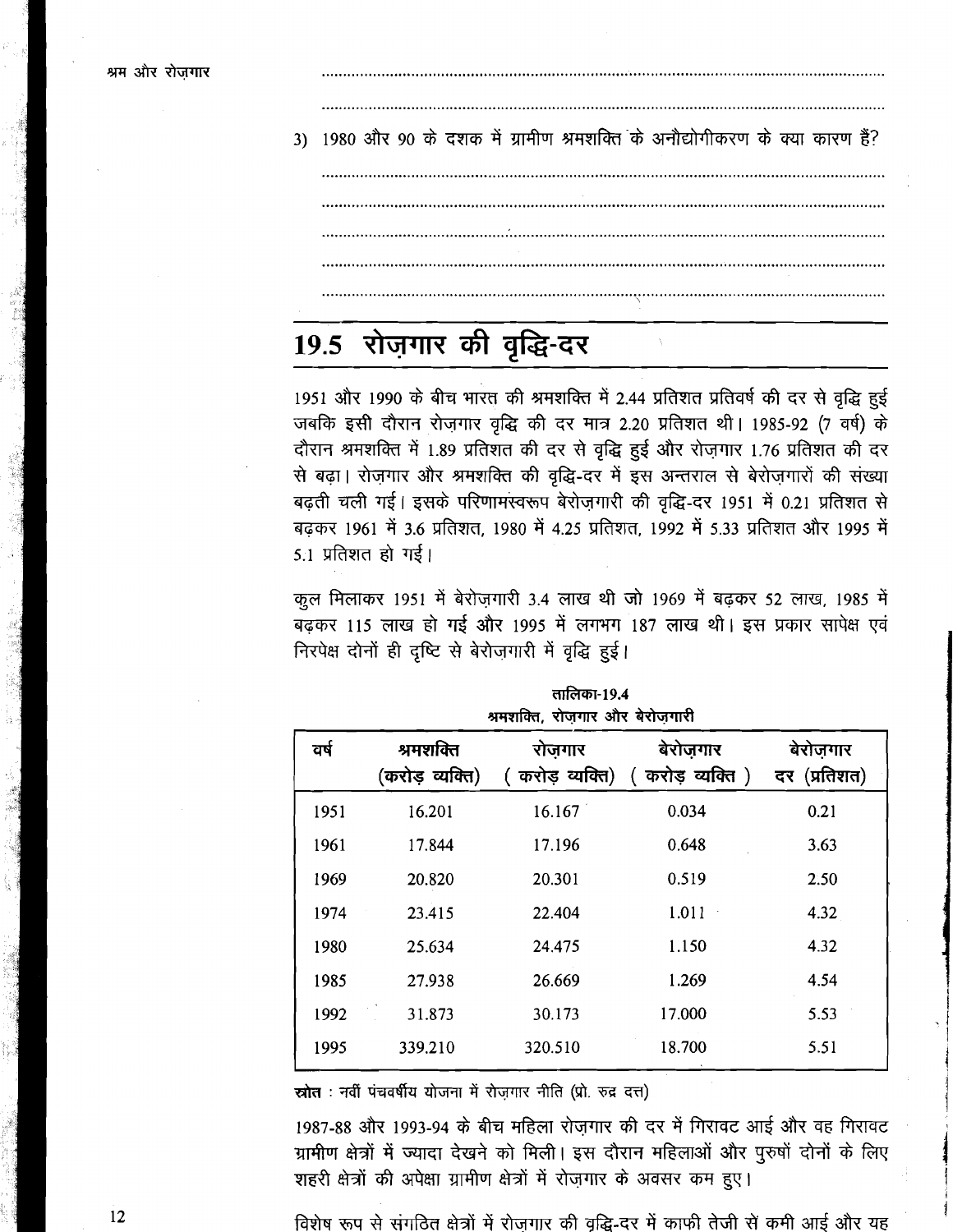3) 1980 और 90 के दशक में ग्रामीण श्रमशक्ति के अनौद्योगीकरण के क्या कारण हैं?

## 19.5 रोज़गार की वृद्धि-दर

1951 और 1990 के बीच भारत की श्रमशक्ति में 2.44 प्रतिशत प्रतिवर्ष की दर से वृद्धि हुई जबकि इसी दौरान रोज़गार वृद्धि की दर मात्र 2.20 प्रतिशत थी। 1985-92 (7 वर्ष) के दौरान श्रमशक्ति में 1.89 प्रतिशत की दर से वृद्धि हुई और रोज़गार 1.76 प्रतिशत की दर से बढ़ा। रोज़गार और श्रमशक्ति की वृद्धि-दर में इस अन्तराल से बेरोज़गारों की संख्या बढ़ती चली गई। इसके परिणामस्वरूप बेरोज़गारी की वृद्धि-दर 1951 में 0.21 प्रतिशत से बढ़कर 1961 में 3.6 प्रतिशत, 1980 में 4.25 प्रतिशत, 1992 में 5.33 प्रतिशत और 1995 में 5.1 प्रतिशत हो गई।

कुल मिलाकर 1951 में बेरोज़गारी 3.4 लाख थी जो 1969 में बढ़कर 52 लाख, 1985 में बढ़कर 115 लाख हो गई और 1995 में लगभग 187 लाख थी। इस प्रकार सापेक्ष एवं निरपेक्ष दोनों ही दृष्टि से बेरोज़गारी में वृद्धि हुई।

**तालिका-19.4**
**श्रमशक्ति, रोज़गार और बेरोज़गारी**

| वर्ष | श्रमशक्ति (करोड़ व्यक्ति) | रोज़गार (करोड़ व्यक्ति) | बेरोज़गार (करोड़ व्यक्ति) | बेरोज़गार दर (प्रतिशत) |
|---|---|---|---|---|
| 1951 | 16.201 | 16.167 | 0.034 | 0.21 |
| 1961 | 17.844 | 17.196 | 0.648 | 3.63 |
| 1969 | 20.820 | 20.301 | 0.519 | 2.50 |
| 1974 | 23.415 | 22.404 | 1.011 | 4.32 |
| 1980 | 25.634 | 24.475 | 1.150 | 4.32 |
| 1985 | 27.938 | 26.669 | 1.269 | 4.54 |
| 1992 | 31.873 | 30.173 | 17.000 | 5.53 |
| 1995 | 339.210 | 320.510 | 18.700 | 5.51 |

**स्रोत** : नवीं पंचवर्षीय योजना में रोज़गार नीति (प्रो. रुद्र दत्त)

1987-88 और 1993-94 के बीच महिला रोज़गार की दर में गिरावट आई और वह गिरावट ग्रामीण क्षेत्रों में ज्यादा देखने को मिली। इस दौरान महिलाओं और पुरुषों दोनों के लिए शहरी क्षेत्रों की अपेक्षा ग्रामीण क्षेत्रों में रोज़गार के अवसर कम हुए।

विशेष रूप से संगठित क्षेत्रों में रोज़गार की वृद्धि-दर में काफी तेजी से कमी आई और यह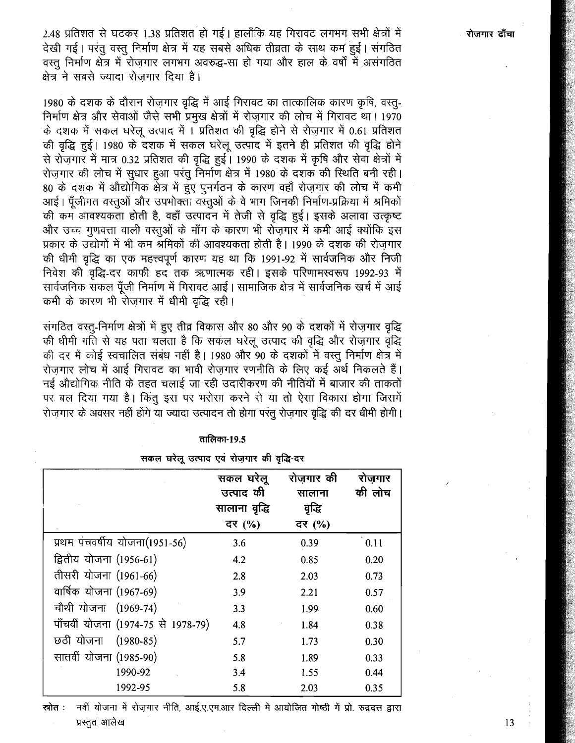2.48 प्रतिशत से घटकर 1.38 प्रतिशत हो गई। हालाँकि यह गिरावट लगभग सभी क्षेत्रों में देखी गई। परंतु वस्तु निर्माण क्षेत्र में यह सबसे अधिक तीव्रता के साथ कम हुई। संगठित वस्तु निर्माण क्षेत्र में रोज़गार लगभग अवरुद्ध-सा हो गया और हाल के वर्षों में असंगठित क्षेत्र ने सबसे ज्यादा रोज़गार दिया है।

1980 के दशक के दौरान रोज़गार वृद्धि में आई गिरावट का तात्कालिक कारण कृषि, वस्तु-निर्माण क्षेत्र और सेवाओं जैसे सभी प्रमुख क्षेत्रों में रोज़गार की लोच में गिरावट था। 1970 के दशक में सकल घरेलू उत्पाद में 1 प्रतिशत की वृद्धि होने से रोज़गार में 0.61 प्रतिशत की वृद्धि हुई। 1980 के दशक में सकल घरेलू उत्पाद में इतने ही प्रतिशत की वृद्धि होने से रोज़गार में मात्र 0.32 प्रतिशत की वृद्धि हुई। 1990 के दशक में कृषि और सेवा क्षेत्रों में रोज़गार की लोच में सुधार हुआ परंतु निर्माण क्षेत्र में 1980 के दशक की स्थिति बनी रही। 80 के दशक में औद्योगिक क्षेत्र में हुए पुनर्गठन के कारण वहाँ रोज़गार की लोच में कमी आई। पूँजीगत वस्तुओं और उपभोक्ता वस्तुओं के वे भाग जिनकी निर्माण-प्रक्रिया में श्रमिकों की कम आवश्यकता होती है, वहाँ उत्पादन में तेजी से वृद्धि हुई। इसके अलावा उत्कृष्ट और उच्च गुणवत्ता वाली वस्तुओं के माँग के कारण भी रोज़गार में कमी आई क्योंकि इस प्रकार के उद्योगों में भी कम श्रमिकों की आवश्यकता होती है। 1990 के दशक की रोज़गार की धीमी वृद्धि का एक महत्त्वपूर्ण कारण यह था कि 1991-92 में सार्वजनिक और निजी निवेश की वृद्धि-दर काफी हद तक ऋणात्मक रही। इसके परिणामस्वरूप 1992-93 में सार्वजनिक सकल पूँजी निर्माण में गिरावट आई। सामाजिक क्षेत्र में सार्वजनिक खर्च में आई कमी के कारण भी रोज़गार में धीमी वृद्धि रही।

संगठित वस्तु-निर्माण क्षेत्रों में हुए तीव्र विकास और 80 और 90 के दशकों में रोज़गार वृद्धि की धीमी गति से यह पता चलता है कि सकल घरेलू उत्पाद की वृद्धि और रोज़गार वृद्धि की दर में कोई स्वचालित संबंध नहीं है। 1980 और 90 के दशकों में वस्तु निर्माण क्षेत्र में रोज़गार लोच में आई गिरावट का भावी रोज़गार रणनीति के लिए कई अर्थ निकलते हैं। नई औद्योगिक नीति के तहत चलाई जा रही उदारीकरण की नीतियों में बाजार की ताकतों पर बल दिया गया है। किंतु इस पर भरोसा करने से या तो ऐसा विकास होगा जिसमें रोज़गार के अवसर नहीं होंगे या ज्यादा उत्पादन तो होगा परंतु रोज़गार वृद्धि की दर धीमी होगी।

**तालिका-19.5**

**सकल घरेलू उत्पाद एवं रोज़गार की वृद्धि-दर**

| | सकल घरेलू उत्पाद की सालाना वृद्धि दर (%) | रोज़गार की सालाना वृद्धि दर (%) | रोज़गार की लोच |
|---|---|---|---|
| प्रथम पंचवर्षीय योजना(1951-56) | 3.6 | 0.39 | 0.11 |
| द्वितीय योजना (1956-61) | 4.2 | 0.85 | 0.20 |
| तीसरी योजना (1961-66) | 2.8 | 2.03 | 0.73 |
| वार्षिक योजना (1967-69) | 3.9 | 2.21 | 0.57 |
| चौथी योजना (1969-74) | 3.3 | 1.99 | 0.60 |
| पाँचवीं योजना (1974-75 से 1978-79) | 4.8 | 1.84 | 0.38 |
| छठी योजना (1980-85) | 5.7 | 1.73 | 0.30 |
| सातवीं योजना (1985-90) | 5.8 | 1.89 | 0.33 |
| 1990-92 | 3.4 | 1.55 | 0.44 |
| 1992-95 | 5.8 | 2.03 | 0.35 |

**स्रोत :** नवीं योजना में रोज़गार नीति, आई.ए.एम.आर दिल्ली में आयोजित गोष्ठी में प्रो. रुद्रदत्त द्वारा प्रस्तुत आलेख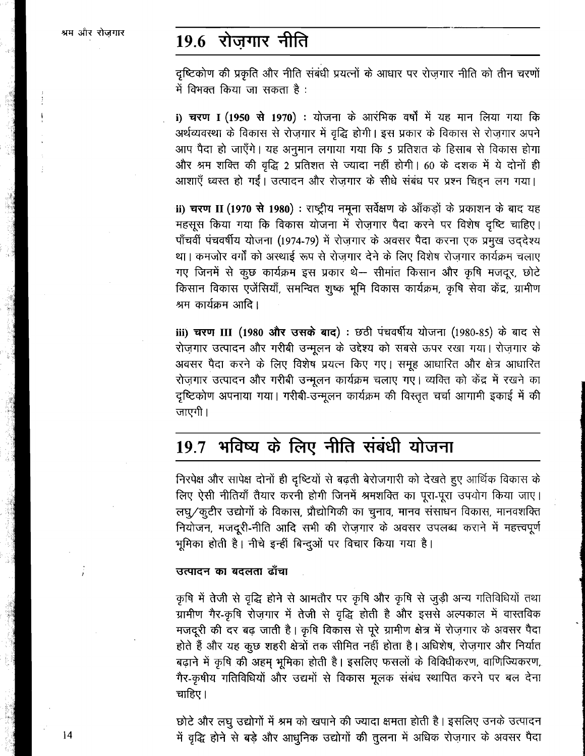## 19.6 रोज़गार नीति

दृष्टिकोण की प्रकृति और नीति संबंधी प्रयत्नों के आधार पर रोज़गार नीति को तीन चरणों में विभक्त किया जा सकता है :

i) **चरण I (1950 से 1970)** : योजना के आरंभिक वर्षों में यह मान लिया गया कि अर्थव्यवस्था के विकास से रोज़गार में वृद्धि होगी। इस प्रकार के विकास से रोज़गार अपने आप पैदा हो जाएँगे। यह अनुमान लगाया गया कि 5 प्रतिशत के हिसाब से विकास होगा और श्रम शक्ति की वृद्धि 2 प्रतिशत से ज्यादा नहीं होगी। 60 के दशक में ये दोनों ही आशाएँ ध्वस्त हो गईं। उत्पादन और रोज़गार के सीधे संबंध पर प्रश्न चिह्न लग गया।

ii) **चरण II (1970 से 1980)** : राष्ट्रीय नमूना सर्वेक्षण के आँकड़ों के प्रकाशन के बाद यह महसूस किया गया कि विकास योजना में रोज़गार पैदा करने पर विशेष दृष्टि चाहिए। पाँचवीं पंचवर्षीय योजना (1974-79) में रोज़गार के अवसर पैदा करना एक प्रमुख उद्देश्य था। कमजोर वर्गों को अस्थाई रूप से रोज़गार देने के लिए विशेष रोज़गार कार्यक्रम चलाए गए जिनमें से कुछ कार्यक्रम इस प्रकार थे— सीमांत किसान और कृषि मजदूर, छोटे किसान विकास एजेंसियाँ, समन्वित शुष्क भूमि विकास कार्यक्रम, कृषि सेवा केंद्र, ग्रामीण श्रम कार्यक्रम आदि।

iii) **चरण III (1980 और उसके बाद)** : छठी पंचवर्षीय योजना (1980-85) के बाद से रोज़गार उत्पादन और गरीबी उन्मूलन के उद्देश्य को सबसे ऊपर रखा गया। रोज़गार के अवसर पैदा करने के लिए विशेष प्रयत्न किए गए। समूह आधारित और क्षेत्र आधारित रोज़गार उत्पादन और गरीबी उन्मूलन कार्यक्रम चलाए गए। व्यक्ति को केंद्र में रखने का दृष्टिकोण अपनाया गया। गरीबी-उन्मूलन कार्यक्रम की विस्तृत चर्चा आगामी इकाई में की जाएगी।

## 19.7 भविष्य के लिए नीति संबंधी योजना

निरपेक्ष और सापेक्ष दोनों ही दृष्टियों से बढ़ती बेरोजगारी को देखते हुए आर्थिक विकास के लिए ऐसी नीतियाँ तैयार करनी होगी जिनमें श्रमशक्ति का पूरा-पूरा उपयोग किया जाए। लघु/कुटीर उद्योगों के विकास, प्रौद्योगिकी का चुनाव, मानव संसाधन विकास, मानवशक्ति नियोजन, मजदूरी-नीति आदि सभी की रोज़गार के अवसर उपलब्ध कराने में महत्त्वपूर्ण भूमिका होती है। नीचे इन्हीं बिन्दुओं पर विचार किया गया है।

#### उत्पादन का बदलता ढाँचा

कृषि में तेजी से वृद्धि होने से आमतौर पर कृषि और कृषि से जुड़ी अन्य गतिविधियों तथा ग्रामीण गैर-कृषि रोज़गार में तेजी से वृद्धि होती है और इससे अल्पकाल में वास्तविक मजदूरी की दर बढ़ जाती है। कृषि विकास से पूरे ग्रामीण क्षेत्र में रोज़गार के अवसर पैदा होते हैं और यह कुछ शहरी क्षेत्रों तक सीमित नहीं होता है। अधिशेष, रोज़गार और निर्यात बढ़ाने में कृषि की अहम् भूमिका होती है। इसलिए फसलों के विविधीकरण, वाणिज्यिकरण, गैर-कृषीय गतिविधियों और उद्यमों से विकास मूलक संबंध स्थापित करने पर बल देना चाहिए।

छोटे और लघु उद्योगों में श्रम को खपाने की ज्यादा क्षमता होती है। इसलिए उनके उत्पादन में वृद्धि होने से बड़े और आधुनिक उद्योगों की तुलना में अधिक रोज़गार के अवसर पैदा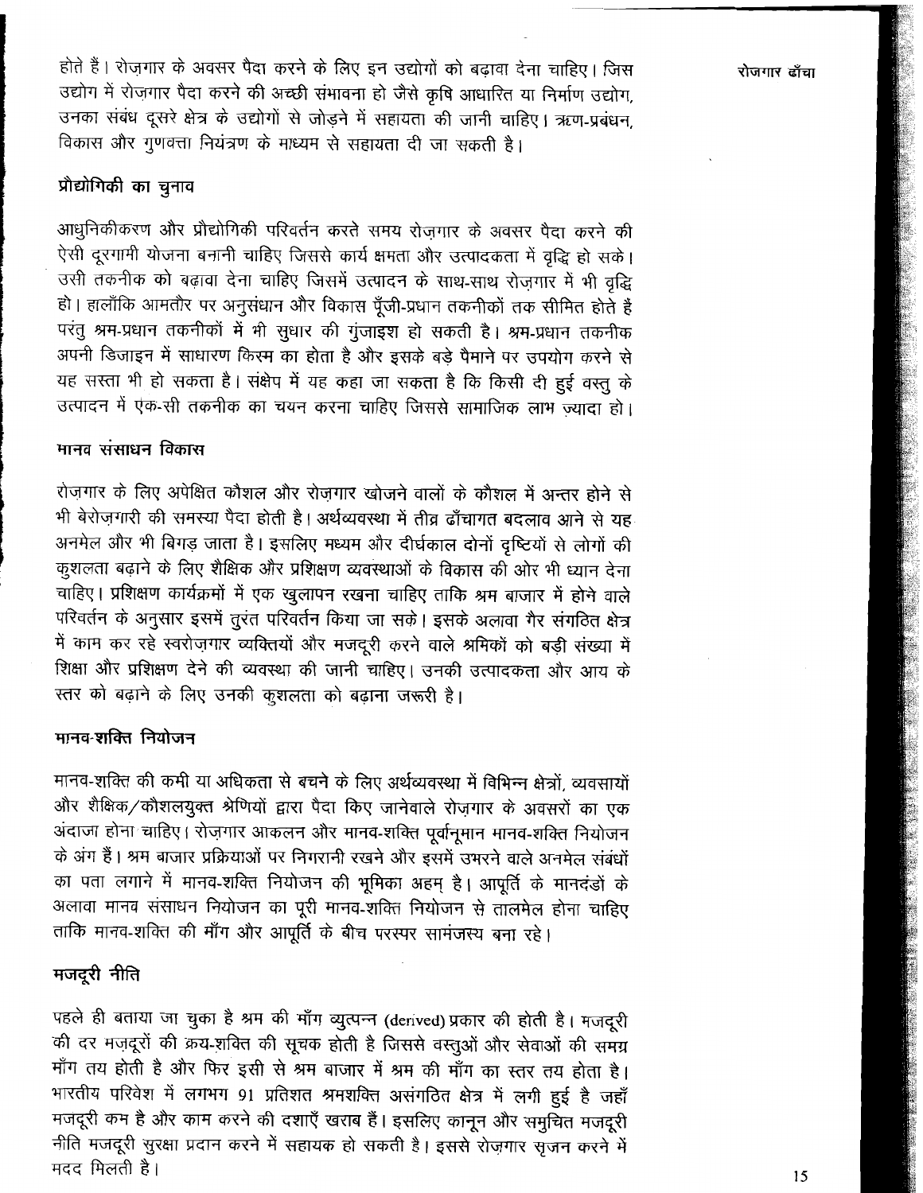होते हैं। रोज़गार के अवसर पैदा करने के लिए इन उद्योगों को बढ़ावा देना चाहिए। जिस उद्योग में रोज़गार पैदा करने की अच्छी संभावना हो जैसे कृषि आधारित या निर्माण उद्योग, उनका संबंध दूसरे क्षेत्र के उद्योगों से जोड़ने में सहायता की जानी चाहिए। ऋण-प्रबंधन, विकास और गुणवत्ता नियंत्रण के माध्यम से सहायता दी जा सकती है।

## प्रौद्योगिकी का चुनाव

आधुनिकीकरण और प्रौद्योगिकी परिवर्तन करते समय रोज़गार के अवसर पैदा करने की ऐसी दूरगामी योजना बनानी चाहिए जिससे कार्य क्षमता और उत्पादकता में वृद्धि हो सके। उसी तकनीक को बढ़ावा देना चाहिए जिसमें उत्पादन के साथ-साथ रोज़गार में भी वृद्धि हो। हालाँकि आमतौर पर अनुसंधान और विकास पूँजी-प्रधान तकनीकों तक सीमित होते हैं परंतु श्रम-प्रधान तकनीकों में भी सुधार की गुंजाइश हो सकती है। श्रम-प्रधान तकनीक अपनी डिजाइन में साधारण किस्म का होता है और इसके बड़े पैमाने पर उपयोग करने से यह सस्ता भी हो सकता है। संक्षेप में यह कहा जा सकता है कि किसी दी हुई वस्तु के उत्पादन में एक-सी तकनीक का चयन करना चाहिए जिससे सामाजिक लाभ ज़्यादा हो।

## मानव संसाधन विकास

रोज़गार के लिए अपेक्षित कौशल और रोज़गार खोजने वालों के कौशल में अन्तर होने से भी बेरोज़गारी की समस्या पैदा होती है। अर्थव्यवस्था में तीव्र ढाँचागत बदलाव आने से यह अनमेल और भी बिगड़ जाता है। इसलिए मध्यम और दीर्घकाल दोनों दृष्टियों से लोगों की कुशलता बढ़ाने के लिए शैक्षिक और प्रशिक्षण व्यवस्थाओं के विकास की ओर भी ध्यान देना चाहिए। प्रशिक्षण कार्यक्रमों में एक खुलापन रखना चाहिए ताकि श्रम बाजार में होने वाले परिवर्तन के अनुसार इसमें तुरंत परिवर्तन किया जा सके। इसके अलावा गैर संगठित क्षेत्र में काम कर रहे स्वरोज़गार व्यक्तियों और मजदूरी करने वाले श्रमिकों को बड़ी संख्या में शिक्षा और प्रशिक्षण देने की व्यवस्था की जानी चाहिए। उनकी उत्पादकता और आय के स्तर को बढ़ाने के लिए उनकी कुशलता को बढ़ाना जरूरी है।

## मानव-शक्ति नियोजन

मानव-शक्ति की कमी या अधिकता से बचने के लिए अर्थव्यवस्था में विभिन्न क्षेत्रों, व्यवसायों और शैक्षिक/कौशलयुक्त श्रेणियों द्वारा पैदा किए जानेवाले रोज़गार के अवसरों का एक अंदाजा होना चाहिए। रोज़गार आकलन और मानव-शक्ति पूर्वानुमान मानव-शक्ति नियोजन के अंग हैं। श्रम बाजार प्रक्रियाओं पर निगरानी रखने और इसमें उभरने वाले अनमेल संबंधों का पता लगाने में मानव-शक्ति नियोजन की भूमिका अहम् है। आपूर्ति के मानदंडों के अलावा मानव संसाधन नियोजन का पूरी मानव-शक्ति नियोजन से तालमेल होना चाहिए ताकि मानव-शक्ति की माँग और आपूर्ति के बीच परस्पर सामंजस्य बना रहे।

## मजदूरी नीति

पहले ही बताया जा चुका है श्रम की माँग व्युत्पन्न (derived) प्रकार की होती है। मजदूरी की दर मज़दूरों की क्रय-शक्ति की सूचक होती है जिससे वस्तुओं और सेवाओं की समग्र माँग तय होती है और फिर इसी से श्रम बाजार में श्रम की माँग का स्तर तय होता है। भारतीय परिवेश में लगभग 91 प्रतिशत श्रमशक्ति असंगठित क्षेत्र में लगी हुई है जहाँ मजदूरी कम है और काम करने की दशाएँ खराब हैं। इसलिए कानून और समुचित मजदूरी नीति मजदूरी सुरक्षा प्रदान करने में सहायक हो सकती है। इससे रोज़गार सृजन करने में मदद मिलती है।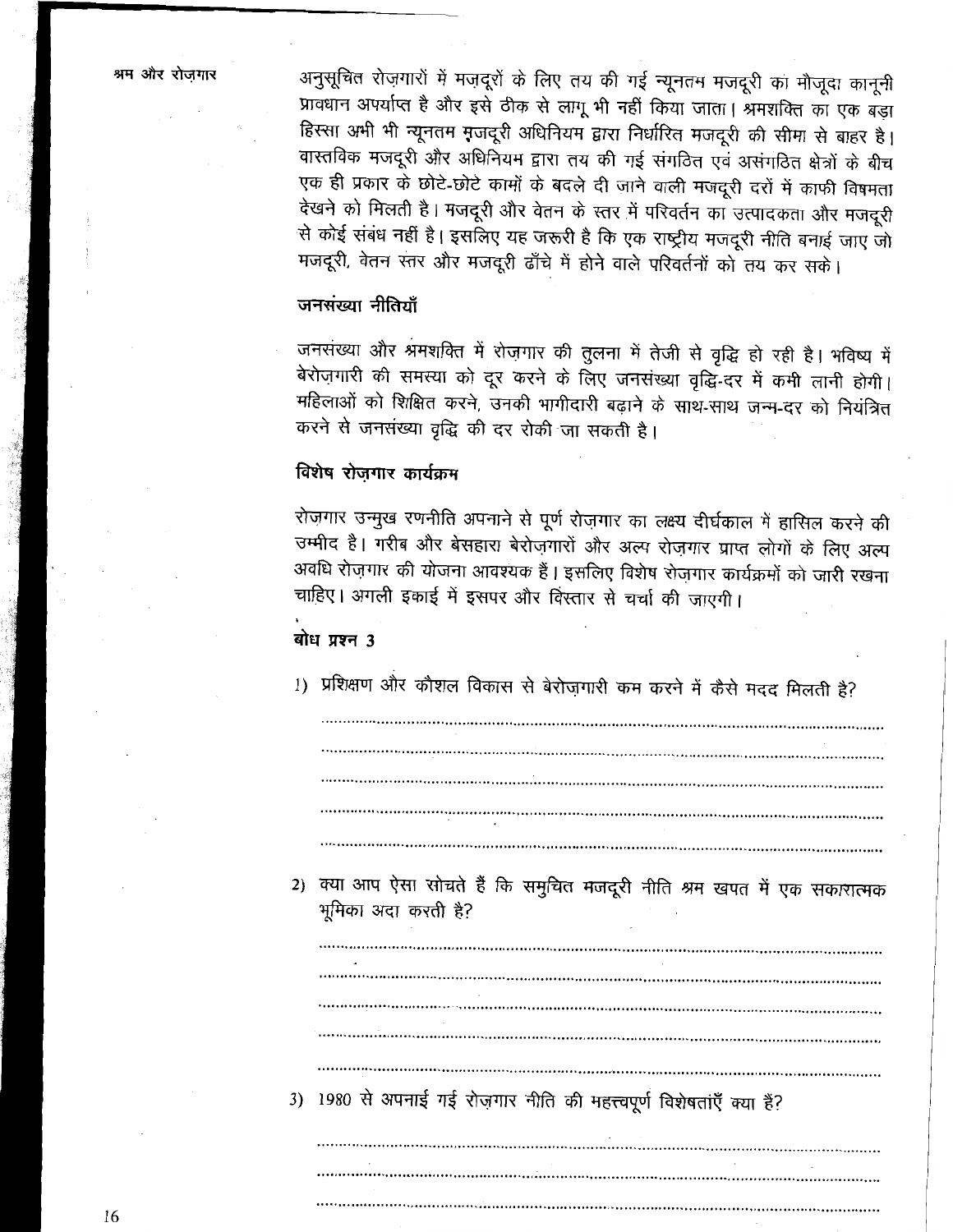अनुसूचित रोज़गारों में मज़दूरों के लिए तय की गई न्यूनतम मजदूरी का मौजूदा कानूनी प्रावधान अपर्याप्त है और इसे ठीक से लागू भी नहीं किया जाता। श्रमशक्ति का एक बड़ा हिस्सा अभी भी न्यूनतम मज़दूरी अधिनियम द्वारा निर्धारित मजदूरी की सीमा से बाहर है। वास्तविक मजदूरी और अधिनियम द्वारा तय की गई संगठित एवं असंगठित क्षेत्रों के बीच एक ही प्रकार के छोटे-छोटे कामों के बदले दी जाने वाली मजदूरी दरों में काफी विषमता देखने को मिलती है। मजदूरी और वेतन के स्तर में परिवर्तन का उत्पादकता और मजदूरी से कोई संबंध नहीं है। इसलिए यह जरूरी है कि एक राष्ट्रीय मजदूरी नीति बनाई जाए जो मजदूरी, वेतन स्तर और मजदूरी ढाँचे में होने वाले परिवर्तनों को तय कर सके।

### जनसंख्या नीतियाँ

जनसंख्या और श्रमशक्ति में रोज़गार की तुलना में तेजी से वृद्धि हो रही है। भविष्य में बेरोज़गारी की समस्या को दूर करने के लिए जनसंख्या वृद्धि-दर में कमी लानी होगी। महिलाओं को शिक्षित करने, उनकी भागीदारी बढ़ाने के साथ-साथ जन्म-दर को नियंत्रित करने से जनसंख्या वृद्धि की दर रोकी जा सकती है।

### विशेष रोज़गार कार्यक्रम

रोज़गार उन्मुख रणनीति अपनाने से पूर्ण रोज़गार का लक्ष्य दीर्घकाल में हासिल करने की उम्मीद है। गरीब और बेसहारा बेरोज़गारों और अल्प रोज़गार प्राप्त लोगों के लिए अल्प अवधि रोज़गार की योजना आवश्यक है। इसलिए विशेष रोज़गार कार्यक्रमों को जारी रखना चाहिए। अगली इकाई में इसपर और विस्तार से चर्चा की जाएगी।

### बोध प्रश्न 3

1) प्रशिक्षण और कौशल विकास से बेरोज़गारी कम करने में कैसे मदद मिलती है?

.....................................................................................................................

.....................................................................................................................

.....................................................................................................................

.....................................................................................................................

.....................................................................................................................

2) क्या आप ऐसा सोचते हैं कि समुचित मजदूरी नीति श्रम खपत में एक सकारात्मक भूमिका अदा करती है?

.....................................................................................................................

.....................................................................................................................

.....................................................................................................................

.....................................................................................................................

.....................................................................................................................

3) 1980 से अपनाई गई रोज़गार नीति की महत्त्वपूर्ण विशेषताएँ क्या हैं?

.....................................................................................................................

.....................................................................................................................

.....................................................................................................................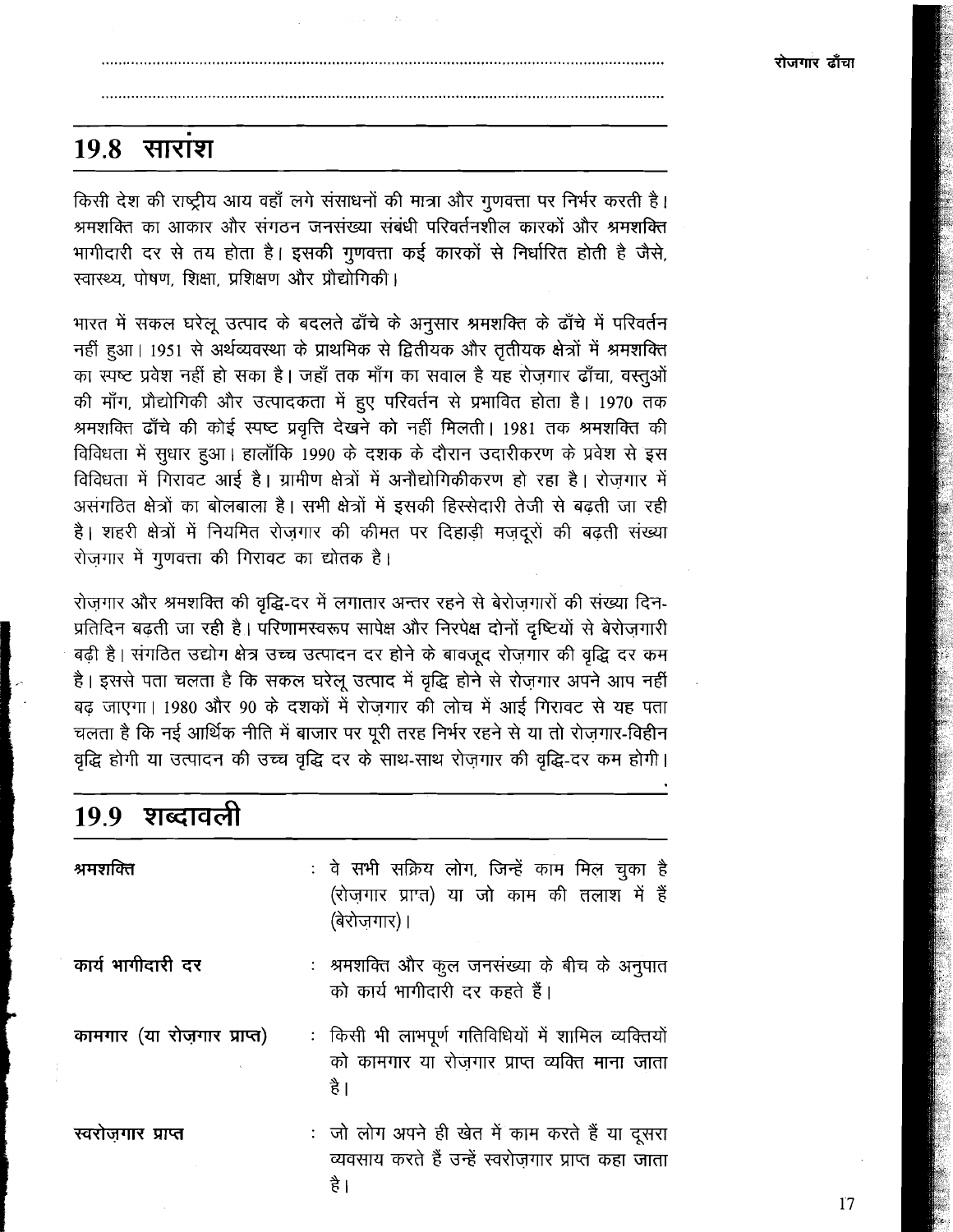...............................................................................................................

...............................................................................................................

## 19.8 सारांश

किसी देश की राष्ट्रीय आय वहाँ लगे संसाधनों की मात्रा और गुणवत्ता पर निर्भर करती है। श्रमशक्ति का आकार और संगठन जनसंख्या संबंधी परिवर्तनशील कारकों और श्रमशक्ति भागीदारी दर से तय होता है। इसकी गुणवत्ता कई कारकों से निर्धारित होती है जैसे, स्वास्थ्य, पोषण, शिक्षा, प्रशिक्षण और प्रौद्योगिकी।

भारत में सकल घरेलू उत्पाद के बदलते ढाँचे के अनुसार श्रमशक्ति के ढाँचे में परिवर्तन नहीं हुआ। 1951 से अर्थव्यवस्था के प्राथमिक से द्वितीयक और तृतीयक क्षेत्रों में श्रमशक्ति का स्पष्ट प्रवेश नहीं हो सका है। जहाँ तक माँग का सवाल है यह रोज़गार ढाँचा, वस्तुओं की माँग, प्रौद्योगिकी और उत्पादकता में हुए परिवर्तन से प्रभावित होता है। 1970 तक श्रमशक्ति ढाँचे की कोई स्पष्ट प्रवृत्ति देखने को नहीं मिलती। 1981 तक श्रमशक्ति की विविधता में सुधार हुआ। हालाँकि 1990 के दशक के दौरान उदारीकरण के प्रवेश से इस विविधता में गिरावट आई है। ग्रामीण क्षेत्रों में अनौद्योगिकीकरण हो रहा है। रोज़गार में असंगठित क्षेत्रों का बोलबाला है। सभी क्षेत्रों में इसकी हिस्सेदारी तेजी से बढ़ती जा रही है। शहरी क्षेत्रों में नियमित रोज़गार की कीमत पर दिहाड़ी मज़दूरों की बढ़ती संख्या रोज़गार में गुणवत्ता की गिरावट का द्योतक है।

रोज़गार और श्रमशक्ति की वृद्धि-दर में लगातार अन्तर रहने से बेरोज़गारों की संख्या दिन-प्रतिदिन बढ़ती जा रही है। परिणामस्वरूप सापेक्ष और निरपेक्ष दोनों दृष्टियों से बेरोज़गारी बढ़ी है। संगठित उद्योग क्षेत्र उच्च उत्पादन दर होने के बावजूद रोज़गार की वृद्धि दर कम है। इससे पता चलता है कि सकल घरेलू उत्पाद में वृद्धि होने से रोज़गार अपने आप नहीं बढ़ जाएगा। 1980 और 90 के दशकों में रोज़गार की लोच में आई गिरावट से यह पता चलता है कि नई आर्थिक नीति में बाजार पर पूरी तरह निर्भर रहने से या तो रोज़गार-विहीन वृद्धि होगी या उत्पादन की उच्च वृद्धि दर के साथ-साथ रोज़गार की वृद्धि-दर कम होगी।

## 19.9 शब्दावली

**श्रमशक्ति** : वे सभी सक्रिय लोग, जिन्हें काम मिल चुका है (रोज़गार प्राप्त) या जो काम की तलाश में हैं (बेरोज़गार)।

**कार्य भागीदारी दर** : श्रमशक्ति और कुल जनसंख्या के बीच के अनुपात को कार्य भागीदारी दर कहते हैं।

**कामगार (या रोज़गार प्राप्त)** : किसी भी लाभपूर्ण गतिविधियों में शामिल व्यक्तियों को कामगार या रोज़गार प्राप्त व्यक्ति माना जाता है।

**स्वरोज़गार प्राप्त** : जो लोग अपने ही खेत में काम करते हैं या दूसरा व्यवसाय करते हैं उन्हें स्वरोज़गार प्राप्त कहा जाता है।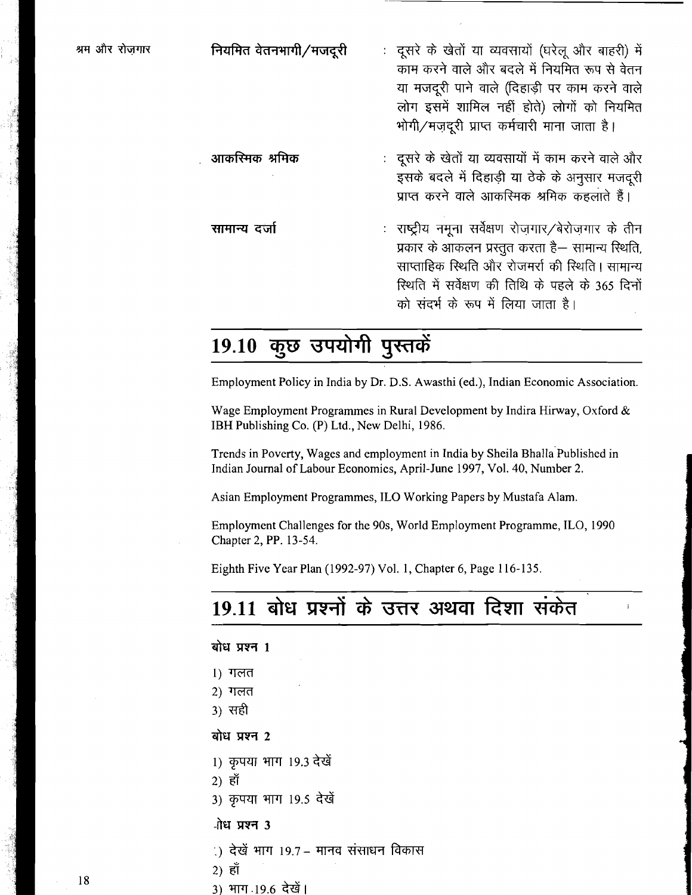**नियमित वेतनभागी/मजदूरी** : दूसरे के खेतों या व्यवसायों (घरेलू और बाहरी) में काम करने वाले और बदले में नियमित रूप से वेतन या मजदूरी पाने वाले (दिहाड़ी पर काम करने वाले लोग इसमें शामिल नहीं होते) लोगों को नियमित भोगी/मज़दूरी प्राप्त कर्मचारी माना जाता है।

**आकस्मिक श्रमिक** : दूसरे के खेतों या व्यवसायों में काम करने वाले और इसके बदले में दिहाड़ी या ठेके के अनुसार मजदूरी प्राप्त करने वाले आकस्मिक श्रमिक कहलाते हैं।

**सामान्य दर्जा** : राष्ट्रीय नमूना सर्वेक्षण रोज़गार/बेरोज़गार के तीन प्रकार के आकलन प्रस्तुत करता है— सामान्य स्थिति, साप्ताहिक स्थिति और रोजमर्रा की स्थिति। सामान्य स्थिति में सर्वेक्षण की तिथि के पहले के 365 दिनों को संदर्भ के रूप में लिया जाता है।

## 19.10 कुछ उपयोगी पुस्तकें

Employment Policy in India by Dr. D.S. Awasthi (ed.), Indian Economic Association.

Wage Employment Programmes in Rural Development by Indira Hirway, Oxford & IBH Publishing Co. (P) Ltd., New Delhi, 1986.

Trends in Poverty, Wages and employment in India by Sheila Bhalla Published in Indian Journal of Labour Economics, April-June 1997, Vol. 40, Number 2.

Asian Employment Programmes, ILO Working Papers by Mustafa Alam.

Employment Challenges for the 90s, World Employment Programme, ILO, 1990 Chapter 2, PP. 13-54.

Eighth Five Year Plan (1992-97) Vol. 1, Chapter 6, Page 116-135.

## 19.11 बोध प्रश्नों के उत्तर अथवा दिशा संकेत

**बोध प्रश्न 1**

1) गलत
2) गलत
3) सही

**बोध प्रश्न 2**

1) कृपया भाग 19.3 देखें
2) हाँ
3) कृपया भाग 19.5 देखें

**बोध प्रश्न 3**

1) देखें भाग 19.7 – मानव संसाधन विकास
2) हाँ
3) भाग 19.6 देखें।